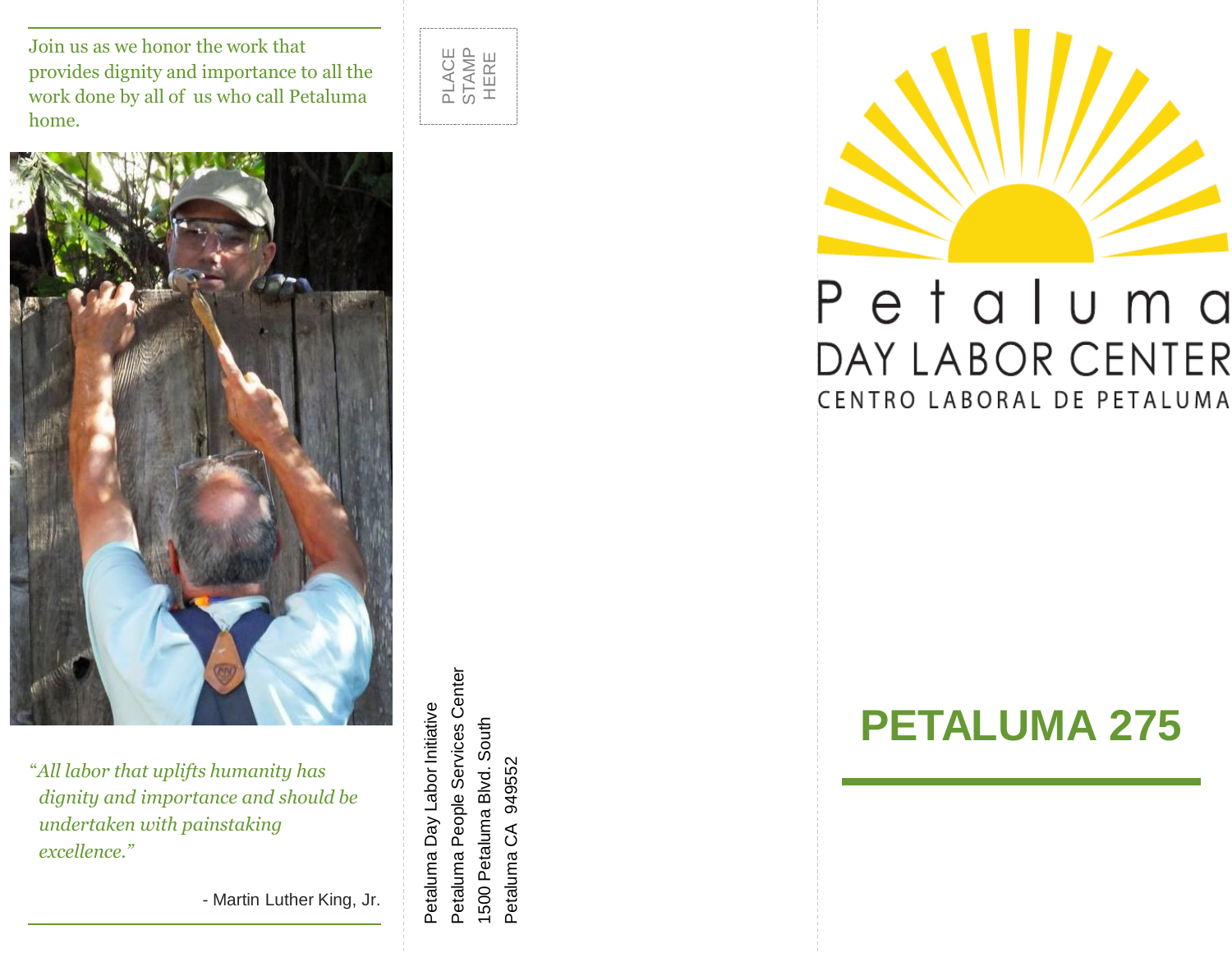Join us as we honor the work that provides dignity and importance to all the work done by all of us who call Petaluma home.

*"All labor that uplifts humanity has dignity and importance and should be undertaken with painstaking excellence."*

- Martin Luther King, Jr.

PLACE STAMP HERE

Petaluma Day Labor Initiative
Petaluma People Services Center
1500 Petaluma Blvd. South
Petaluma CA 949552

# Petaluma
## DAY LABOR CENTER
### CENTRO LABORAL DE PETALUMA

# PETALUMA 275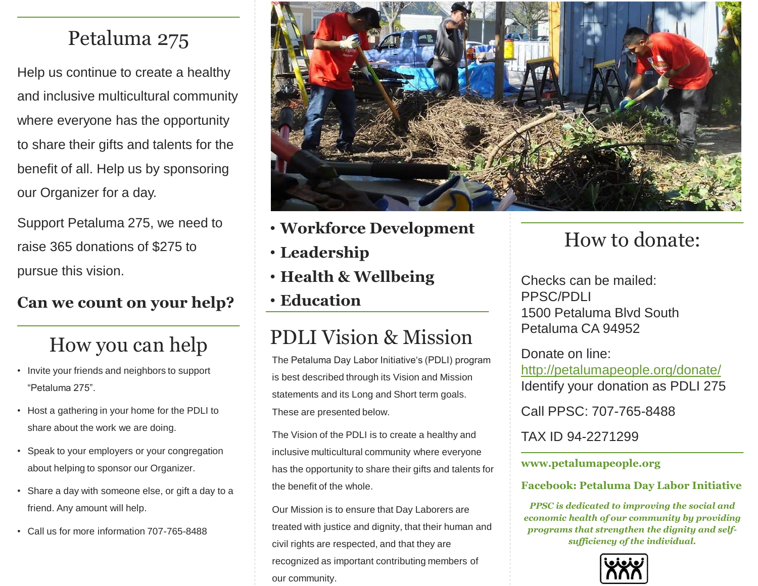## Petaluma 275

Help us continue to create a healthy and inclusive multicultural community where everyone has the opportunity to share their gifts and talents for the benefit of all. Help us by sponsoring our Organizer for a day.

Support Petaluma 275, we need to raise 365 donations of $275 to pursue this vision.

**Can we count on your help?**

## How you can help

- Invite your friends and neighbors to support "Petaluma 275".
- Host a gathering in your home for the PDLI to share about the work we are doing.
- Speak to your employers or your congregation about helping to sponsor our Organizer.
- Share a day with someone else, or gift a day to a friend. Any amount will help.
- Call us for more information 707-765-8488

- **Workforce Development**
- **Leadership**
- **Health & Wellbeing**
- **Education**

## PDLI Vision & Mission

The Petaluma Day Labor Initiative's (PDLI) program is best described through its Vision and Mission statements and its Long and Short term goals. These are presented below.

The Vision of the PDLI is to create a healthy and inclusive multicultural community where everyone has the opportunity to share their gifts and talents for the benefit of the whole.

Our Mission is to ensure that Day Laborers are treated with justice and dignity, that their human and civil rights are respected, and that they are recognized as important contributing members of our community.

## How to donate:

Checks can be mailed:
PPSC/PDLI
1500 Petaluma Blvd South
Petaluma CA 94952

Donate on line:
http://petalumapeople.org/donate/
Identify your donation as PDLI 275

Call PPSC: 707-765-8488

TAX ID 94-2271299

**www.petalumapeople.org**

**Facebook: Petaluma Day Labor Initiative**

***PPSC is dedicated to improving the social and economic health of our community by providing programs that strengthen the dignity and self-sufficiency of the individual.***